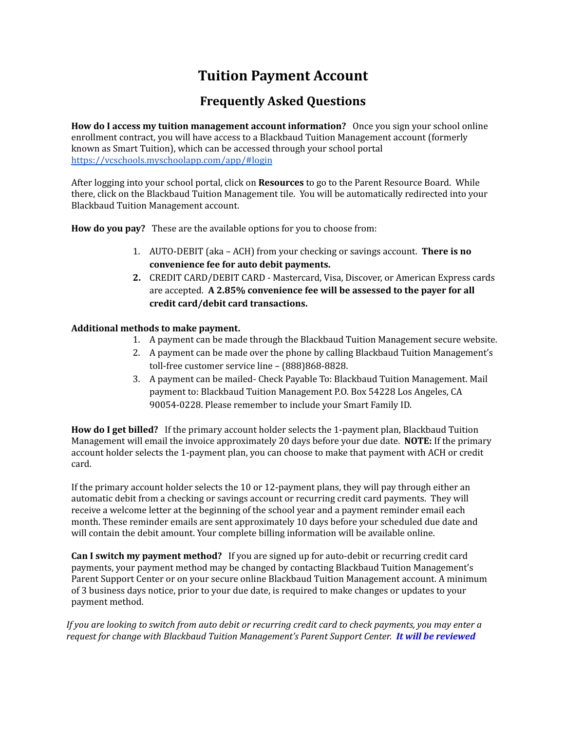# Tuition Payment Account

## Frequently Asked Questions

**How do I access my tuition management account information?** Once you sign your school online enrollment contract, you will have access to a Blackbaud Tuition Management (formerly known as Smart Tuition), which can be accessed through your school portal https://vcschools.myschoolapp.com/app/#login

After logging into your school portal, click on **Resources** to go to the Parent Resource Board. While there, click on the Blackbaud Tuition Management tile. You will be automatically redirected into your Blackbaud Tuition Management account.

**How do you pay?** These are the available options for you to choose from:

1. AUTO-DEBIT (aka – ACH) from your checking or savings account. **There is no convenience fee for auto debit payments.**
2. CREDIT CARD/DEBIT CARD - Mastercard, Visa, Discover, or American Express cards are accepted. **A 2.85% convenience fee will be assessed to the payer for all credit card/debit card transactions.**

**Additional methods to make payment.**

1. A payment can be made through the Blackbaud Tuition Management secure website.
2. A payment can be made over the phone by calling Blackbaud Tuition Management's toll-free customer service line – (888)868-8828.
3. A payment can be mailed- Check Payable To: Blackbaud Tuition Management. Mail payment to: Blackbaud Tuition Management P.O. Box 54228 Los Angeles, CA 90054-0228. Please remember to include your Smart Family ID.

**How do I get billed?** If the primary account holder selects the 1-payment plan, Blackbaud Tuition Management will email the invoice approximately 20 days before your due date. **NOTE:** If the primary account holder selects the 1-payment plan, you can choose to make that payment with ACH or credit card.

If the primary account holder selects the 10 or 12-payment plans, they will pay through either an automatic debit from a checking or savings account or recurring credit card payments. They will receive a welcome letter at the beginning of the school year and a payment reminder email each month. These reminder emails are sent approximately 10 days before your scheduled due date and will contain the debit amount. Your complete billing information will be available online.

**Can I switch my payment method?** If you are signed up for auto-debit or recurring credit card payments, your payment method may be changed by contacting Blackbaud Tuition Management's Parent Support Center or on your secure online Blackbaud Tuition Management account. A minimum of 3 business days notice, prior to your due date, is required to make changes or updates to your payment method.

*If you are looking to switch from auto debit or recurring credit card to check payments, you may enter a request for change with Blackbaud Tuition Management's Parent Support Center.* ***It will be reviewed***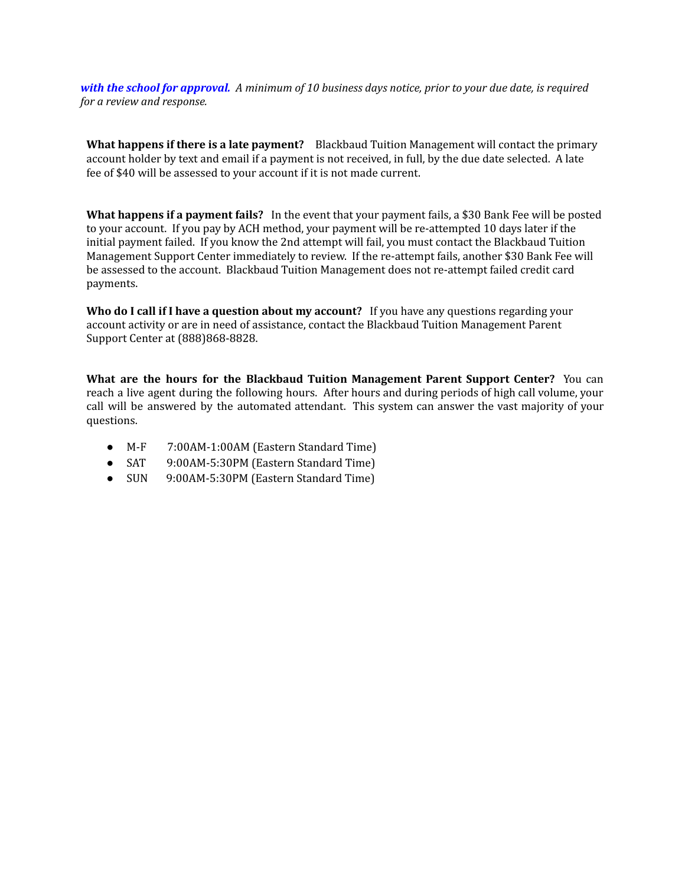***with the school for approval.*** *A minimum of 10 business days notice, prior to your due date, is required for a review and response.*

**What happens if there is a late payment?** Blackbaud Tuition Management will contact the primary account holder by text and email if a payment is not received, in full, by the due date selected. A late fee of $40 will be assessed to your account if it is not made current.

**What happens if a payment fails?** In the event that your payment fails, a $30 Bank Fee will be posted to your account. If you pay by ACH method, your payment will be re-attempted 10 days later if the initial payment failed. If you know the 2nd attempt will fail, you must contact the Blackbaud Tuition Management Support Center immediately to review. If the re-attempt fails, another $30 Bank Fee will be assessed to the account. Blackbaud Tuition Management does not re-attempt failed credit card payments.

**Who do I call if I have a question about my account?** If you have any questions regarding your account activity or are in need of assistance, contact the Blackbaud Tuition Management Parent Support Center at (888)868-8828.

**What are the hours for the Blackbaud Tuition Management Parent Support Center?** You can reach a live agent during the following hours. After hours and during periods of high call volume, your call will be answered by the automated attendant. This system can answer the vast majority of your questions.

- M-F 7:00AM-1:00AM (Eastern Standard Time)
- SAT 9:00AM-5:30PM (Eastern Standard Time)
- SUN 9:00AM-5:30PM (Eastern Standard Time)